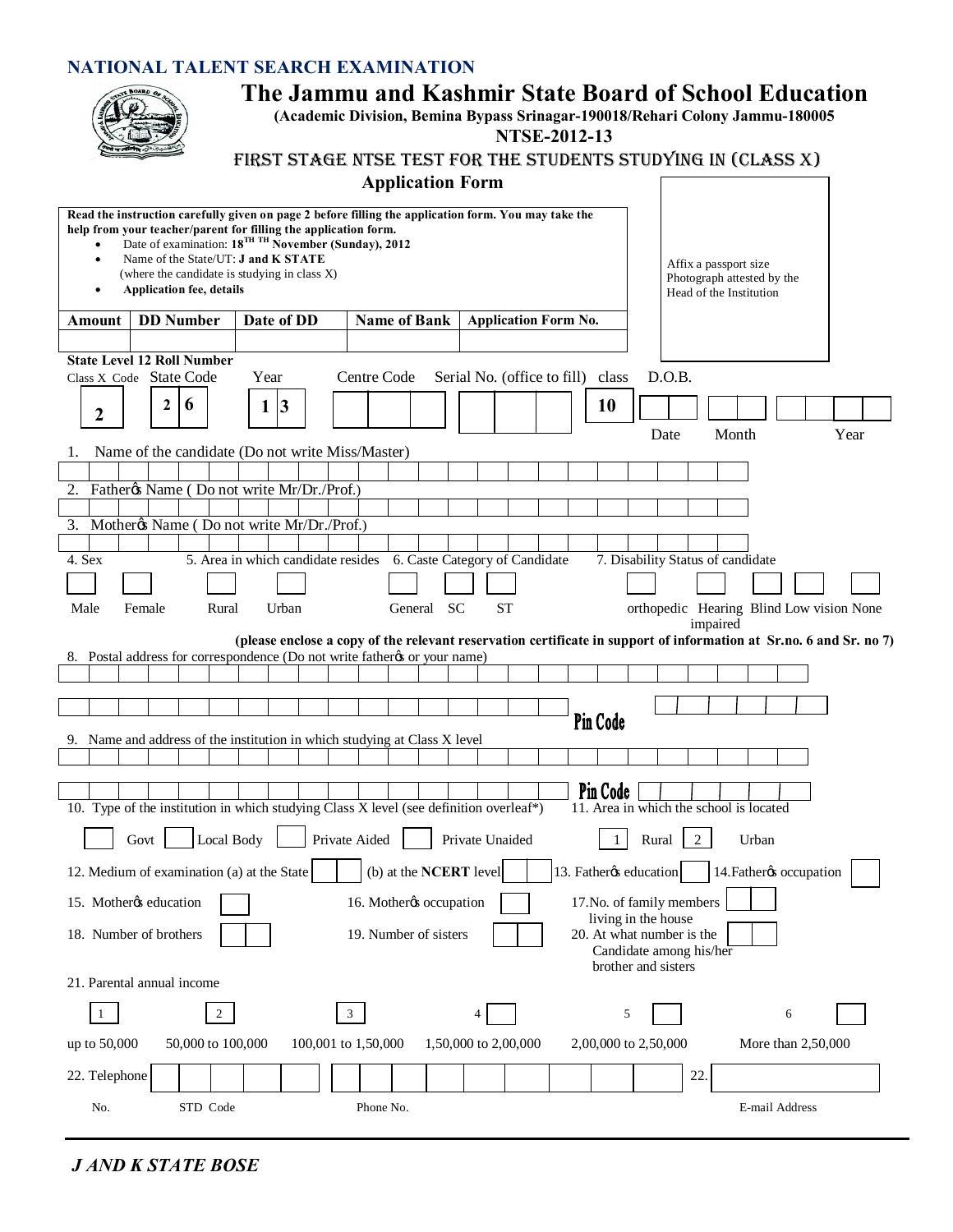# NATIONAL TALENT SEARCH EXAMINATION

## The Jammu and Kashmir State Board of School Education

**(Academic Division, Bemina Bypass Srinagar-190018/Rehari Colony Jammu-180005**

**NTSE-2012-13**

FIRST STAGE NTSE TEST FOR THE STUDENTS STUDYING IN (CLASS X)

**Application Form**

**Read the instruction carefully given on page 2 before filling the application form. You may take the help from your teacher/parent for filling the application form.**

- Date of examination: **18TH TH November (Sunday), 2012**
- Name of the State/UT: **J and K STATE** (where the candidate is studying in class X)
- **Application fee, details**

Affix a passport size Photograph attested by the Head of the Institution

| Amount | DD Number | Date of DD | Name of Bank | Application Form No. |
|---|---|---|---|---|
| | | | | |

**State Level 12 Roll Number**

| Class X Code | State Code | Year | Centre Code | Serial No. (office to fill) | class | D.O.B. |
|---|---|---|---|---|---|---|
| 2 | 2 6 | 1 3 | | | 10 | Date / Month / Year |

1. Name of the candidate (Do not write Miss/Master)
2. Father's Name ( Do not write Mr/Dr./Prof.)
3. Mother's Name ( Do not write Mr/Dr./Prof.)
4. Sex: Male / Female
5. Area in which candidate resides: Rural / Urban
6. Caste Category of Candidate: General / SC / ST
7. Disability Status of candidate: orthopedic / Hearing impaired / Blind / Low vision / None

**(please enclose a copy of the relevant reservation certificate in support of information at Sr.no. 6 and Sr. no 7)**

8. Postal address for correspondence (Do not write father's or your name) — Pin Code
9. Name and address of the institution in which studying at Class X level — Pin Code
10. Type of the institution in which studying Class X level (see definition overleaf*): Govt / Local Body / Private Aided / Private Unaided
11. Area in which the school is located: 1 Rural / 2 Urban
12. Medium of examination (a) at the State (b) at the **NCERT** level
13. Father's education
14. Father's occupation
15. Mother's education
16. Mother's occupation
17. No. of family members living in the house
18. Number of brothers
19. Number of sisters
20. At what number is the Candidate among his/her brother and sisters
21. Parental annual income

| 1 | 2 | 3 | 4 | 5 | 6 |
|---|---|---|---|---|---|
| up to 50,000 | 50,000 to 100,000 | 100,001 to 1,50,000 | 1,50,000 to 2,00,000 | 2,00,000 to 2,50,000 | More than 2,50,000 |

22. Telephone No. — STD Code — Phone No.

22. E-mail Address

*J AND K STATE BOSE*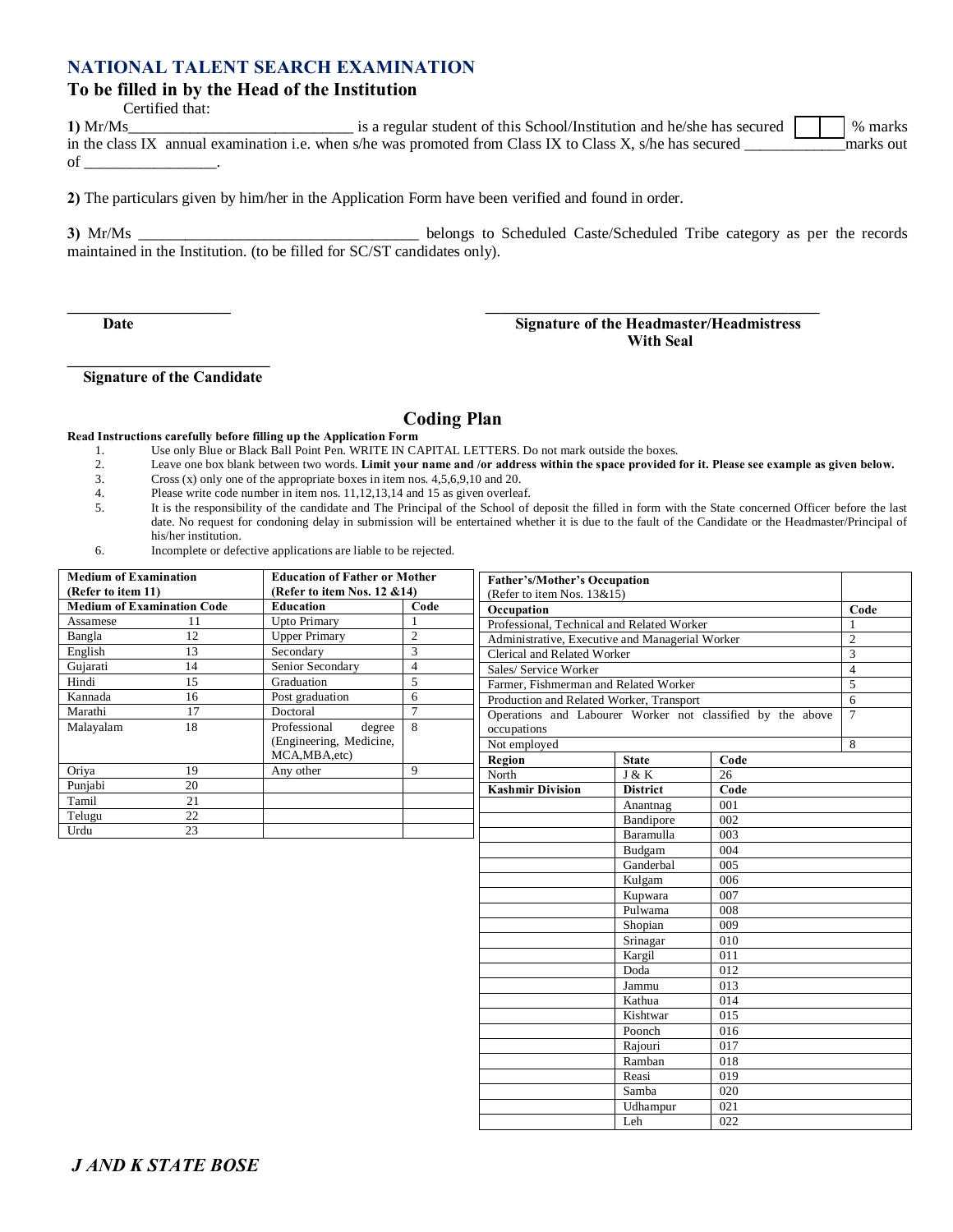# NATIONAL TALENT SEARCH EXAMINATION

## To be filled in by the Head of the Institution

Certified that:

**1)** Mr/Ms____________________________ is a regular student of this School/Institution and he/she has secured [ | ] % marks in the class IX annual examination i.e. when s/he was promoted from Class IX to Class X, s/he has secured ____________marks out of ________________.

**2)** The particulars given by him/her in the Application Form have been verified and found in order.

**3)** Mr/Ms ___________________________________ belongs to Scheduled Caste/Scheduled Tribe category as per the records maintained in the Institution. (to be filled for SC/ST candidates only).

____________________
**Date**

________________________________________
**Signature of the Headmaster/Headmistress With Seal**

_________________________
**Signature of the Candidate**

## Coding Plan

**Read Instructions carefully before filling up the Application Form**

1. Use only Blue or Black Ball Point Pen. WRITE IN CAPITAL LETTERS. Do not mark outside the boxes.
2. Leave one box blank between two words. **Limit your name and /or address within the space provided for it. Please see example as given below.**
3. Cross (x) only one of the appropriate boxes in item nos. 4,5,6,9,10 and 20.
4. Please write code number in item nos. 11,12,13,14 and 15 as given overleaf.
5. It is the responsibility of the candidate and The Principal of the School of deposit the filled in form with the State concerned Officer before the last date. No request for condoning delay in submission will be entertained whether it is due to the fault of the Candidate or the Headmaster/Principal of his/her institution.
6. Incomplete or defective applications are liable to be rejected.

| **Medium of Examination (Refer to item 11)** | | **Education of Father or Mother (Refer to item Nos. 12 &14)** | |
|---|---|---|---|
| **Medium of Examination** | **Code** | **Education** | **Code** |
| Assamese | 11 | Upto Primary | 1 |
| Bangla | 12 | Upper Primary | 2 |
| English | 13 | Secondary | 3 |
| Gujarati | 14 | Senior Secondary | 4 |
| Hindi | 15 | Graduation | 5 |
| Kannada | 16 | Post graduation | 6 |
| Marathi | 17 | Doctoral | 7 |
| Malayalam | 18 | Professional degree (Engineering, Medicine, MCA,MBA,etc) | 8 |
| Oriya | 19 | Any other | 9 |
| Punjabi | 20 | | |
| Tamil | 21 | | |
| Telugu | 22 | | |
| Urdu | 23 | | |

| **Father's/Mother's Occupation** (Refer to item Nos. 13&15) | |
|---|---|
| **Occupation** | **Code** |
| Professional, Technical and Related Worker | 1 |
| Administrative, Executive and Managerial Worker | 2 |
| Clerical and Related Worker | 3 |
| Sales/ Service Worker | 4 |
| Farmer, Fishermen and Related Worker | 5 |
| Production and Related Worker, Transport | 6 |
| Operations and Labourer Worker not classified by the above occupations | 7 |
| Not employed | 8 |

| **Region** | **State** | **Code** |
|---|---|---|
| North | J & K | 26 |
| **Kashmir Division** | **District** | **Code** |
| | Anantnag | 001 |
| | Bandipore | 002 |
| | Baramulla | 003 |
| | Budgam | 004 |
| | Ganderbal | 005 |
| | Kulgam | 006 |
| | Kupwara | 007 |
| | Pulwama | 008 |
| | Shopian | 009 |
| | Srinagar | 010 |
| | Kargil | 011 |
| | Doda | 012 |
| | Jammu | 013 |
| | Kathua | 014 |
| | Kishtwar | 015 |
| | Poonch | 016 |
| | Rajouri | 017 |
| | Ramban | 018 |
| | Reasi | 019 |
| | Samba | 020 |
| | Udhampur | 021 |
| | Leh | 022 |

***J AND K STATE BOSE***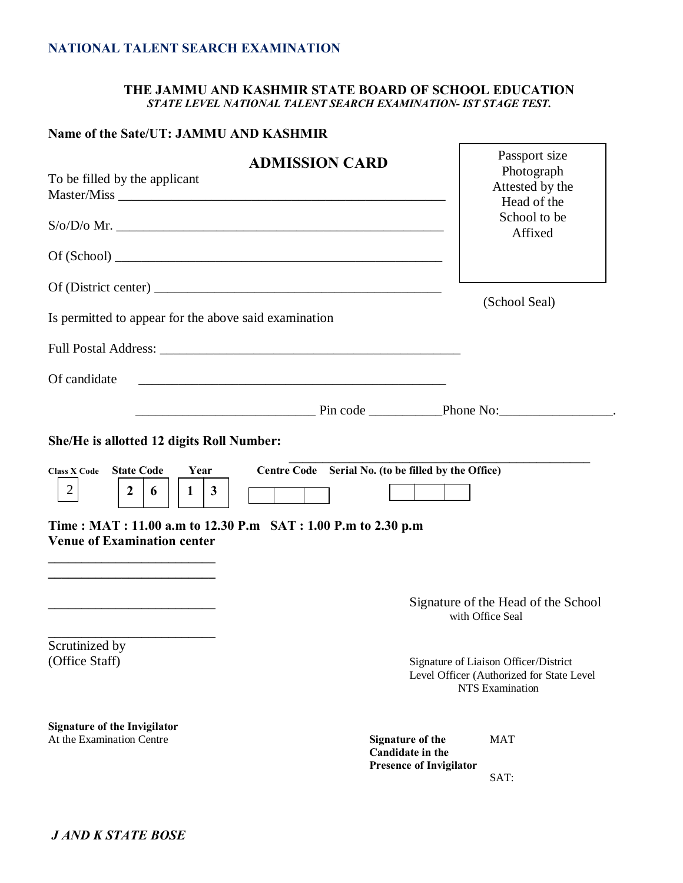**NATIONAL TALENT SEARCH EXAMINATION**

**THE JAMMU AND KASHMIR STATE BOARD OF SCHOOL EDUCATION**
***STATE LEVEL NATIONAL TALENT SEARCH EXAMINATION- IST STAGE TEST.***

**Name of the Sate/UT: JAMMU AND KASHMIR**

## ADMISSION CARD

Passport size Photograph Attested by the Head of the School to be Affixed

(School Seal)

To be filled by the applicant

Master/Miss ____________________________________________________

S/o/D/o Mr. ____________________________________________________

Of (School) ____________________________________________________

Of (District center) _____________________________________________

Is permitted to appear for the above said examination

Full Postal Address: _____________________________________________

Of candidate _____________________________________________

__________________________ Pin code ___________Phone No:_________________.

**She/He is allotted 12 digits Roll Number:**

| Class X Code | State Code | | Year | | Centre Code | | | Serial No. (to be filled by the Office) | | |
|---|---|---|---|---|---|---|---|---|---|---|
| 2 | **2** | **6** | **1** | **3** | | | | | | |

**Time : MAT : 11.00 a.m to 12.30 P.m SAT : 1.00 P.m to 2.30 p.m**
**Venue of Examination center**

_________________________
_________________________

_________________________

_________________________

Signature of the Head of the School
with Office Seal

Scrutinized by
(Office Staff)

Signature of Liaison Officer/District Level Officer (Authorized for State Level NTS Examination

**Signature of the Invigilator**
At the Examination Centre

**Signature of the Candidate in the Presence of Invigilator**

MAT

SAT:

***J AND K STATE BOSE***